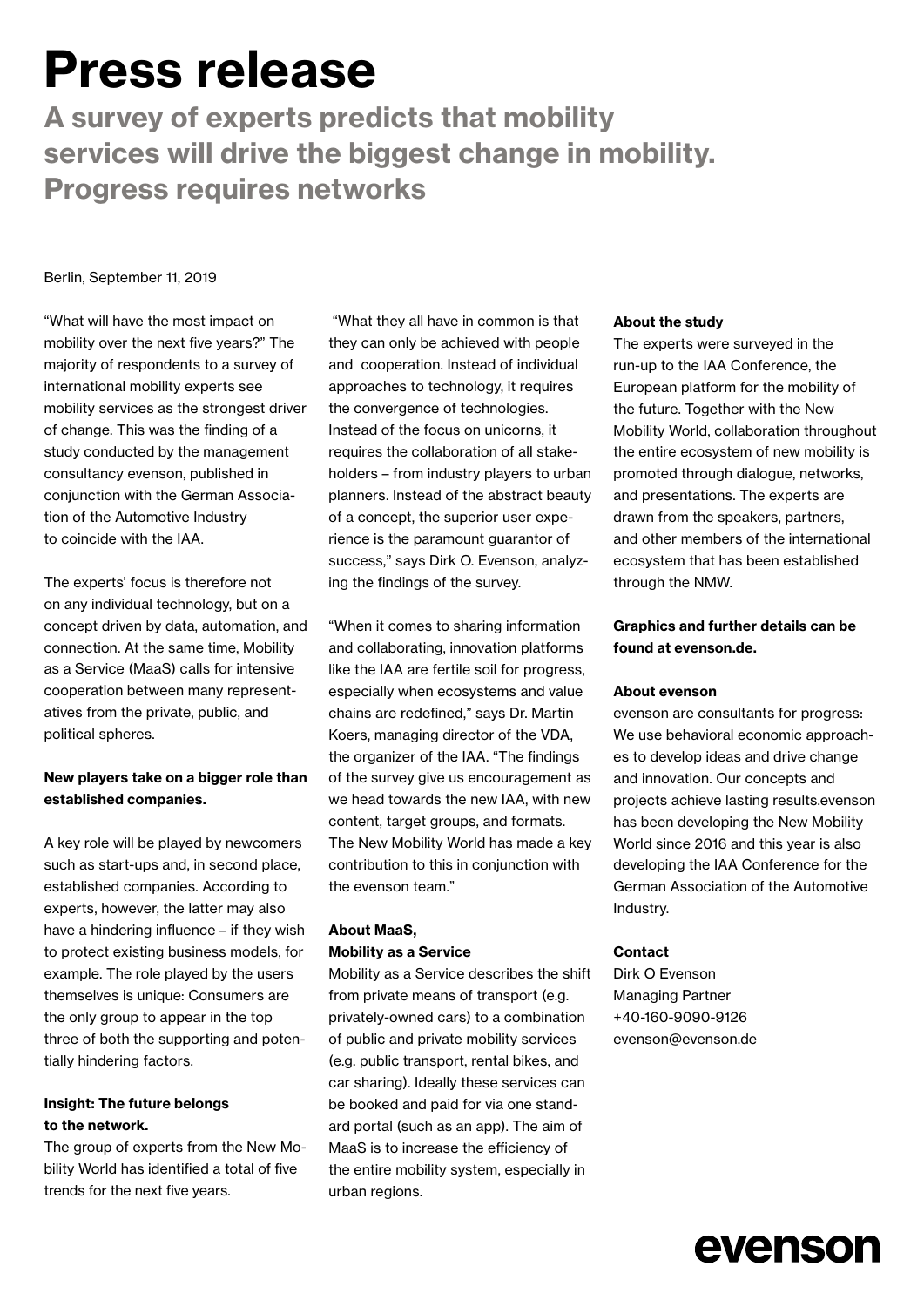# Press release

## A survey of experts predicts that mobility services will drive the biggest change in mobility. Progress requires networks

Berlin, September 11, 2019

"What will have the most impact on mobility over the next five years?" The majority of respondents to a survey of international mobility experts see mobility services as the strongest driver of change. This was the finding of a study conducted by the management consultancy evenson, published in conjunction with the German Association of the Automotive Industry to coincide with the IAA.

The experts' focus is therefore not on any individual technology, but on a concept driven by data, automation, and connection. At the same time, Mobility as a Service (MaaS) calls for intensive cooperation between many representatives from the private, public, and political spheres.

**New players take on a bigger role than established companies.**

A key role will be played by newcomers such as start-ups and, in second place, established companies. According to experts, however, the latter may also have a hindering influence – if they wish to protect existing business models, for example. The role played by the users themselves is unique: Consumers are the only group to appear in the top three of both the supporting and potentially hindering factors.

**Insight: The future belongs to the network.**

The group of experts from the New Mobility World has identified a total of five trends for the next five years.

"What they all have in common is that they can only be achieved with people and cooperation. Instead of individual approaches to technology, it requires the convergence of technologies. Instead of the focus on unicorns, it requires the collaboration of all stakeholders – from industry players to urban planners. Instead of the abstract beauty of a concept, the superior user experience is the paramount guarantor of success," says Dirk O. Evenson, analyzing the findings of the survey.

"When it comes to sharing information and collaborating, innovation platforms like the IAA are fertile soil for progress, especially when ecosystems and value chains are redefined," says Dr. Martin Koers, managing director of the VDA, the organizer of the IAA. "The findings of the survey give us encouragement as we head towards the new IAA, with new content, target groups, and formats. The New Mobility World has made a key contribution to this in conjunction with the evenson team."

**About MaaS, Mobility as a Service**

Mobility as a Service describes the shift from private means of transport (e.g. privately-owned cars) to a combination of public and private mobility services (e.g. public transport, rental bikes, and car sharing). Ideally these services can be booked and paid for via one standard portal (such as an app). The aim of MaaS is to increase the efficiency of the entire mobility system, especially in urban regions.

**About the study**

The experts were surveyed in the run-up to the IAA Conference, the European platform for the mobility of the future. Together with the New Mobility World, collaboration throughout the entire ecosystem of new mobility is promoted through dialogue, networks, and presentations. The experts are drawn from the speakers, partners, and other members of the international ecosystem that has been established through the NMW.

**Graphics and further details can be found at evenson.de.**

**About evenson**

evenson are consultants for progress: We use behavioral economic approaches to develop ideas and drive change and innovation. Our concepts and projects achieve lasting results.evenson has been developing the New Mobility World since 2016 and this year is also developing the IAA Conference for the German Association of the Automotive Industry.

**Contact**

Dirk O Evenson
Managing Partner
+40-160-9090-9126
evenson@evenson.de

evenson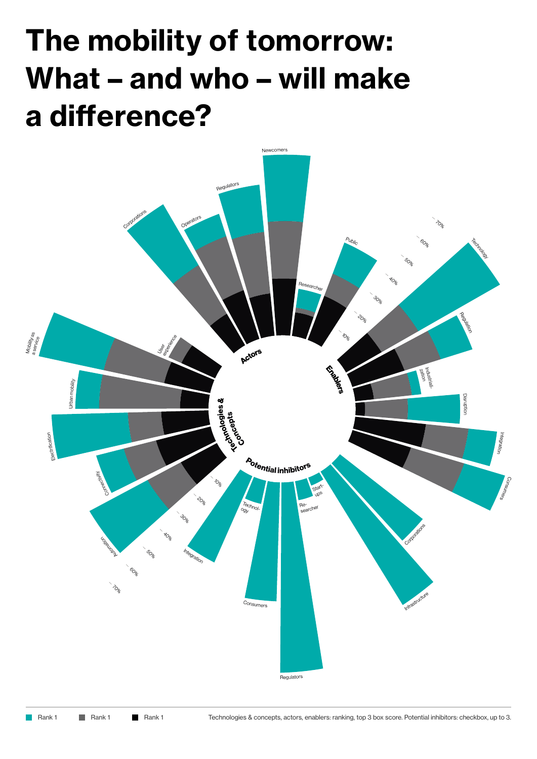# The mobility of tomorrow: What – and who – will make a difference?

Actors

Newcomers
Regulators
Operators
Corporations
Public
Researcher

Enablers

Technology
Regulation
Industrialization
Disruption
Integration
Consumers

Technologies & Concepts

Mobility as a service
User experience
Urban mobility
Electrification
Connectivity
Automation

Potential inhibitors

Integration
Technology
Consumers
Regulators
Researcher
Start-ups
Corporations
Infrastructure

10%
20%
30%
40%
50%
60%
70%

Rank 1 Rank 1 Rank 1

Technologies & concepts, actors, enablers: ranking, top 3 box score. Potential inhibitors: checkbox, up to 3.